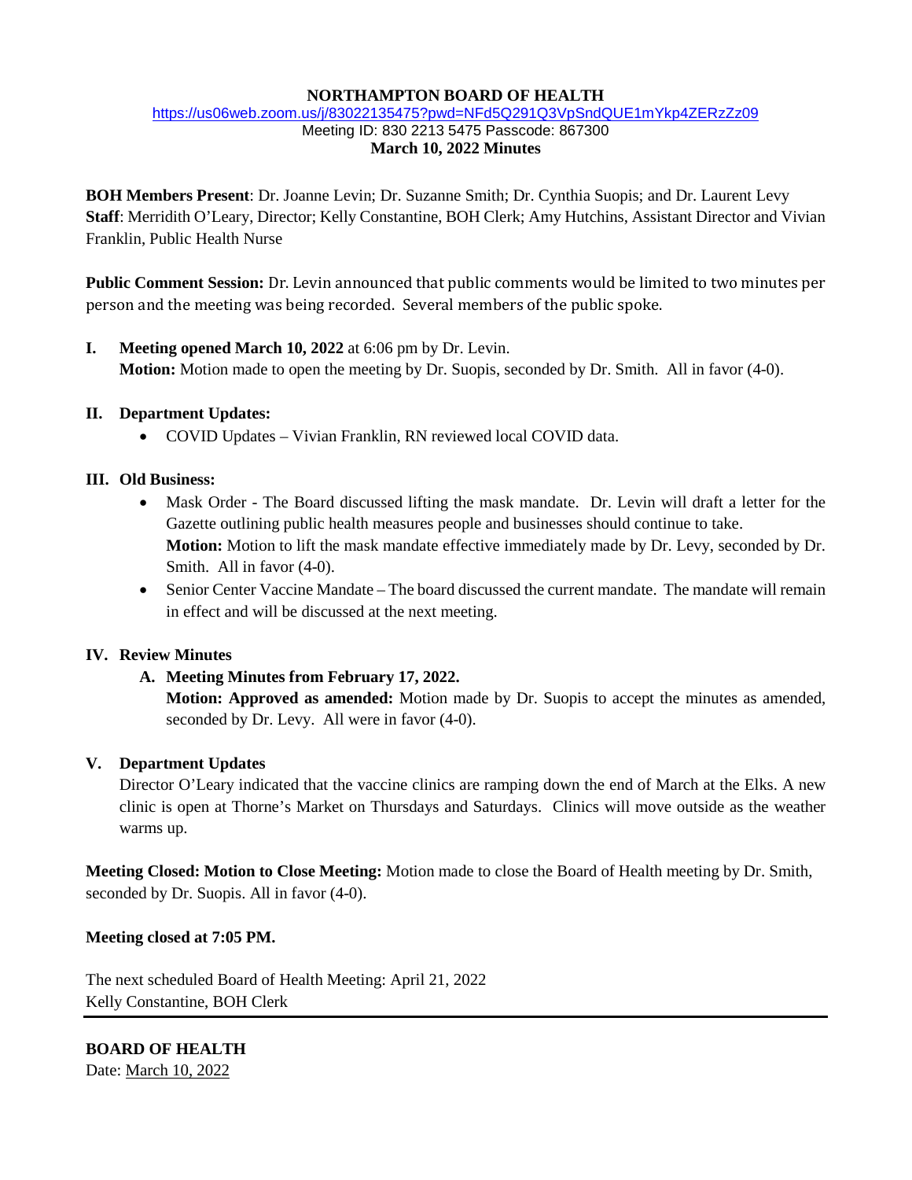**NORTHAMPTON BOARD OF HEALTH**

https://us06web.zoom.us/j/83022135475?pwd=NFd5Q291Q3VpSndQUE1mYkp4ZERzZz09

Meeting ID: 830 2213 5475 Passcode: 867300

**March 10, 2022 Minutes**

**BOH Members Present**: Dr. Joanne Levin; Dr. Suzanne Smith; Dr. Cynthia Suopis; and Dr. Laurent Levy

**Staff**: Merridith O'Leary, Director; Kelly Constantine, BOH Clerk; Amy Hutchins, Assistant Director and Vivian Franklin, Public Health Nurse

**Public Comment Session:** Dr. Levin announced that public comments would be limited to two minutes per person and the meeting was being recorded. Several members of the public spoke.

**I. Meeting opened March 10, 2022** at 6:06 pm by Dr. Levin.
**Motion:** Motion made to open the meeting by Dr. Suopis, seconded by Dr. Smith. All in favor (4-0).

**II. Department Updates:**

- COVID Updates – Vivian Franklin, RN reviewed local COVID data.

**III. Old Business:**

- Mask Order - The Board discussed lifting the mask mandate. Dr. Levin will draft a letter for the Gazette outlining public health measures people and businesses should continue to take.
**Motion:** Motion to lift the mask mandate effective immediately made by Dr. Levy, seconded by Dr. Smith. All in favor (4-0).
- Senior Center Vaccine Mandate – The board discussed the current mandate. The mandate will remain in effect and will be discussed at the next meeting.

**IV. Review Minutes**

**A. Meeting Minutes from February 17, 2022.**
**Motion: Approved as amended:** Motion made by Dr. Suopis to accept the minutes as amended, seconded by Dr. Levy. All were in favor (4-0).

**V. Department Updates**

Director O'Leary indicated that the vaccine clinics are ramping down the end of March at the Elks. A new clinic is open at Thorne's Market on Thursdays and Saturdays. Clinics will move outside as the weather warms up.

**Meeting Closed: Motion to Close Meeting:** Motion made to close the Board of Health meeting by Dr. Smith, seconded by Dr. Suopis. All in favor (4-0).

**Meeting closed at 7:05 PM.**

The next scheduled Board of Health Meeting: April 21, 2022
Kelly Constantine, BOH Clerk

---

**BOARD OF HEALTH**
Date: March 10, 2022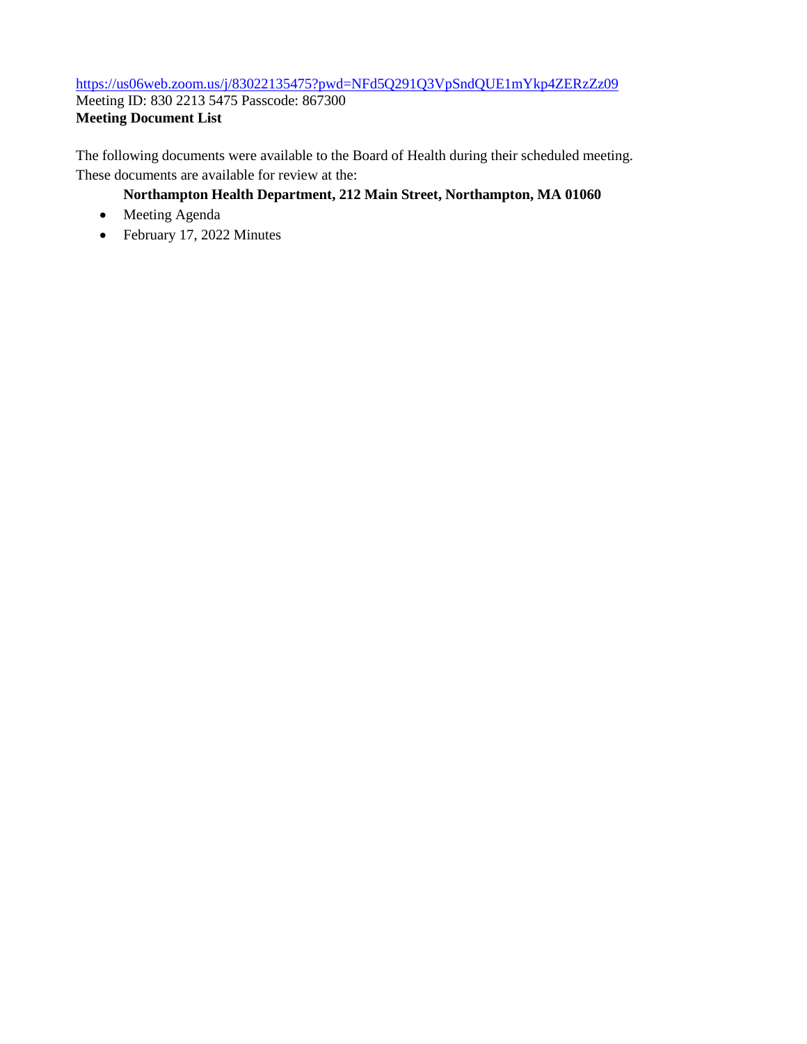https://us06web.zoom.us/j/83022135475?pwd=NFd5Q291Q3VpSndQUE1mYkp4ZERzZz09
Meeting ID: 830 2213 5475 Passcode: 867300

**Meeting Document List**

The following documents were available to the Board of Health during their scheduled meeting. These documents are available for review at the:

**Northampton Health Department, 212 Main Street, Northampton, MA 01060**

- Meeting Agenda
- February 17, 2022 Minutes